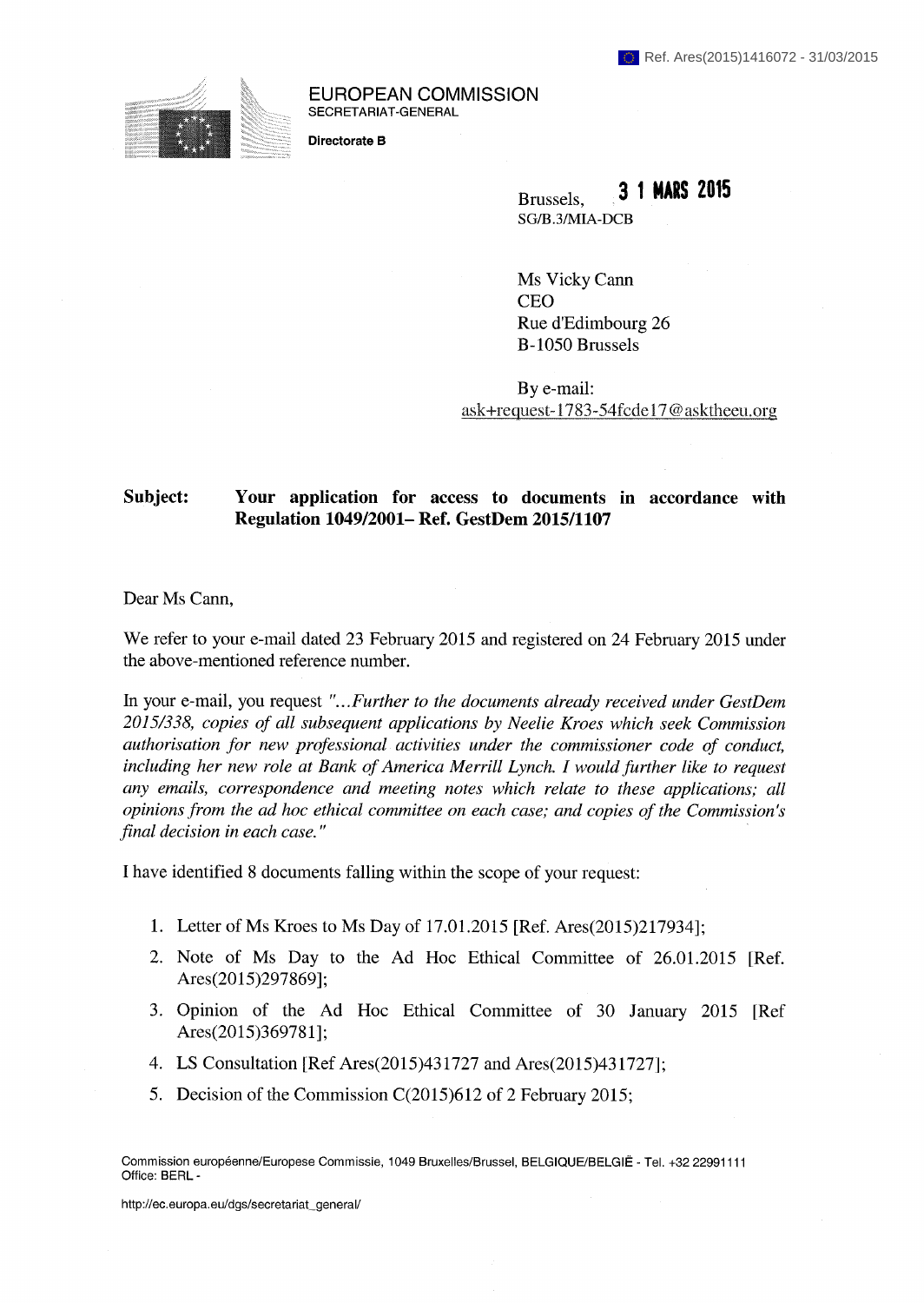Ref. Ares(2015)1416072 - 31/03/2015

EUROPEAN COMMISSION
SECRETARIAT-GENERAL

**Directorate B**

Brussels, **31 MARS 2015**
SG/B.3/MIA-DCB

Ms Vicky Cann
CEO
Rue d'Edimbourg 26
B-1050 Brussels

By e-mail:
ask+request-1783-54fcde17@asktheeu.org

**Subject: Your application for access to documents in accordance with Regulation 1049/2001– Ref. GestDem 2015/1107**

Dear Ms Cann,

We refer to your e-mail dated 23 February 2015 and registered on 24 February 2015 under the above-mentioned reference number.

In your e-mail, you request *"...Further to the documents already received under GestDem 2015/338, copies of all subsequent applications by Neelie Kroes which seek Commission authorisation for new professional activities under the commissioner code of conduct, including her new role at Bank of America Merrill Lynch. I would further like to request any emails, correspondence and meeting notes which relate to these applications; all opinions from the ad hoc ethical committee on each case; and copies of the Commission's final decision in each case."*

I have identified 8 documents falling within the scope of your request:

1. Letter of Ms Kroes to Ms Day of 17.01.2015 [Ref. Ares(2015)217934];
2. Note of Ms Day to the Ad Hoc Ethical Committee of 26.01.2015 [Ref. Ares(2015)297869];
3. Opinion of the Ad Hoc Ethical Committee of 30 January 2015 [Ref Ares(2015)369781];
4. LS Consultation [Ref Ares(2015)431727 and Ares(2015)431727];
5. Decision of the Commission C(2015)612 of 2 February 2015;

Commission européenne/Europese Commissie, 1049 Bruxelles/Brussel, BELGIQUE/BELGIË - Tel. +32 22991111
Office: BERL -

http://ec.europa.eu/dgs/secretariat_general/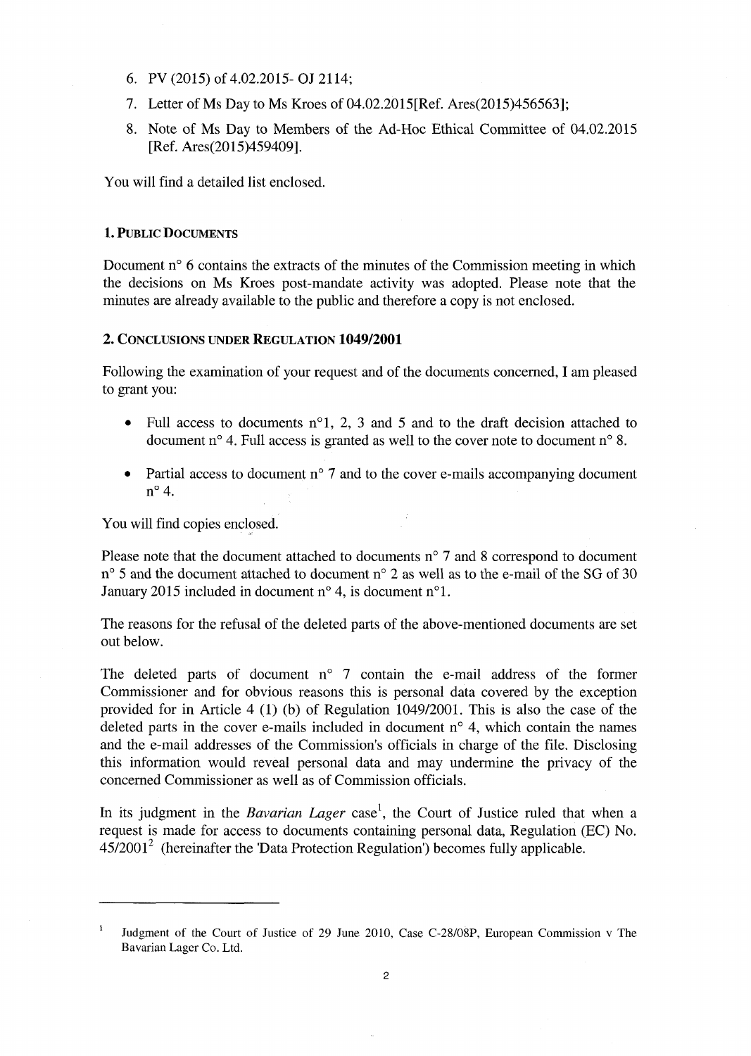6. PV (2015) of 4.02.2015- OJ 2114;
7. Letter of Ms Day to Ms Kroes of 04.02.2015[Ref. Ares(2015)456563];
8. Note of Ms Day to Members of the Ad-Hoc Ethical Committee of 04.02.2015 [Ref. Ares(2015)459409].

You will find a detailed list enclosed.

### 1. Public Documents

Document n° 6 contains the extracts of the minutes of the Commission meeting in which the decisions on Ms Kroes post-mandate activity was adopted. Please note that the minutes are already available to the public and therefore a copy is not enclosed.

### 2. Conclusions under Regulation 1049/2001

Following the examination of your request and of the documents concerned, I am pleased to grant you:

- Full access to documents n°1, 2, 3 and 5 and to the draft decision attached to document n° 4. Full access is granted as well to the cover note to document n° 8.
- Partial access to document n° 7 and to the cover e-mails accompanying document n° 4.

You will find copies enclosed.

Please note that the document attached to documents n° 7 and 8 correspond to document n° 5 and the document attached to document n° 2 as well as to the e-mail of the SG of 30 January 2015 included in document n° 4, is document n°1.

The reasons for the refusal of the deleted parts of the above-mentioned documents are set out below.

The deleted parts of document n° 7 contain the e-mail address of the former Commissioner and for obvious reasons this is personal data covered by the exception provided for in Article 4 (1) (b) of Regulation 1049/2001. This is also the case of the deleted parts in the cover e-mails included in document n° 4, which contain the names and the e-mail addresses of the Commission's officials in charge of the file. Disclosing this information would reveal personal data and may undermine the privacy of the concerned Commissioner as well as of Commission officials.

In its judgment in the *Bavarian Lager* case[1], the Court of Justice ruled that when a request is made for access to documents containing personal data, Regulation (EC) No. 45/2001[2] (hereinafter the 'Data Protection Regulation') becomes fully applicable.

---

[1] Judgment of the Court of Justice of 29 June 2010, Case C-28/08P, European Commission v The Bavarian Lager Co. Ltd.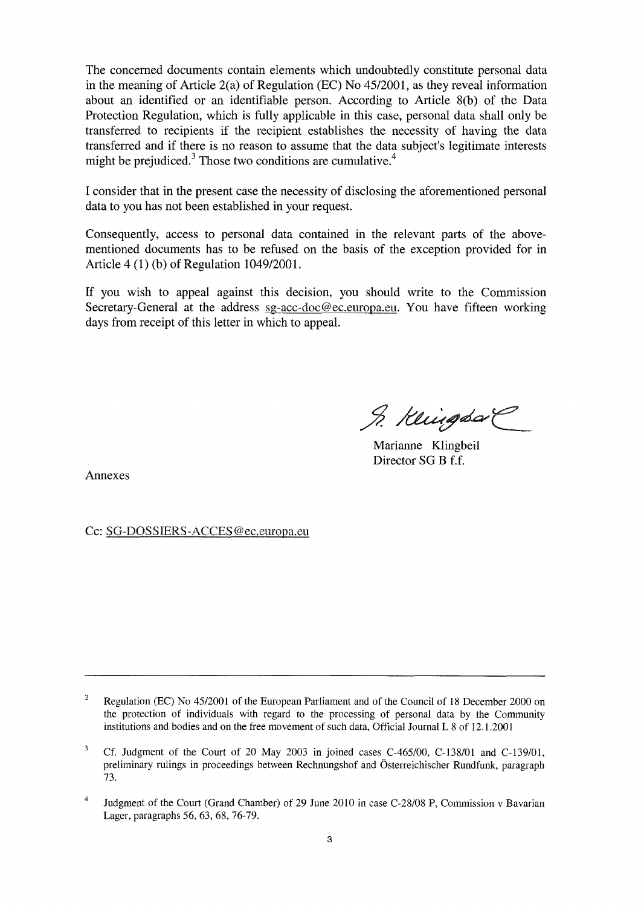The concerned documents contain elements which undoubtedly constitute personal data in the meaning of Article 2(a) of Regulation (EC) No 45/2001, as they reveal information about an identified or an identifiable person. According to Article 8(b) of the Data Protection Regulation, which is fully applicable in this case, personal data shall only be transferred to recipients if the recipient establishes the necessity of having the data transferred and if there is no reason to assume that the data subject's legitimate interests might be prejudiced.[3] Those two conditions are cumulative.[4]

I consider that in the present case the necessity of disclosing the aforementioned personal data to you has not been established in your request.

Consequently, access to personal data contained in the relevant parts of the above-mentioned documents has to be refused on the basis of the exception provided for in Article 4 (1) (b) of Regulation 1049/2001.

If you wish to appeal against this decision, you should write to the Commission Secretary-General at the address sg-acc-doc@ec.europa.eu. You have fifteen working days from receipt of this letter in which to appeal.

Marianne Klingbeil
Director SG B f.f.

Annexes

Cc: SG-DOSSIERS-ACCES@ec.europa.eu

---

[2] Regulation (EC) No 45/2001 of the European Parliament and of the Council of 18 December 2000 on the protection of individuals with regard to the processing of personal data by the Community institutions and bodies and on the free movement of such data, Official Journal L 8 of 12.1.2001

[3] Cf. Judgment of the Court of 20 May 2003 in joined cases C-465/00, C-138/01 and C-139/01, preliminary rulings in proceedings between Rechnungshof and Österreichischer Rundfunk, paragraph 73.

[4] Judgment of the Court (Grand Chamber) of 29 June 2010 in case C-28/08 P, Commission v Bavarian Lager, paragraphs 56, 63, 68, 76-79.